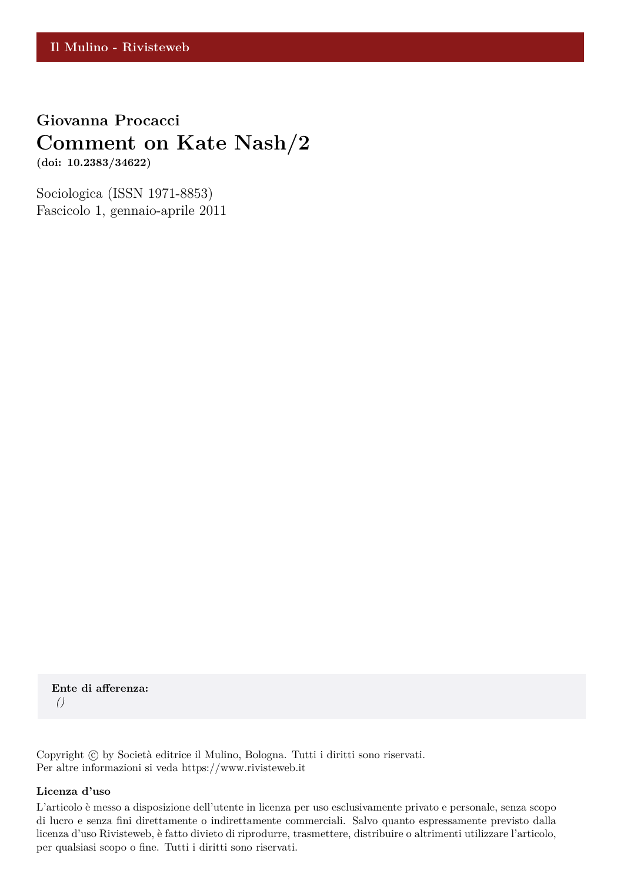Il Mulino - Rivisteweb

**Giovanna Procacci**

# Comment on Kate Nash/2

**(doi: 10.2383/34622)**

Sociologica (ISSN 1971-8853)
Fascicolo 1, gennaio-aprile 2011

**Ente di afferenza:**
*()*

Copyright © by Società editrice il Mulino, Bologna. Tutti i diritti sono riservati.
Per altre informazioni si veda https://www.rivisteweb.it

**Licenza d'uso**

L'articolo è messo a disposizione dell'utente in licenza per uso esclusivamente privato e personale, senza scopo di lucro e senza fini direttamente o indirettamente commerciali. Salvo quanto espressamente previsto dalla licenza d'uso Rivisteweb, è fatto divieto di riprodurre, trasmettere, distribuire o altrimenti utilizzare l'articolo, per qualsiasi scopo o fine. Tutti i diritti sono riservati.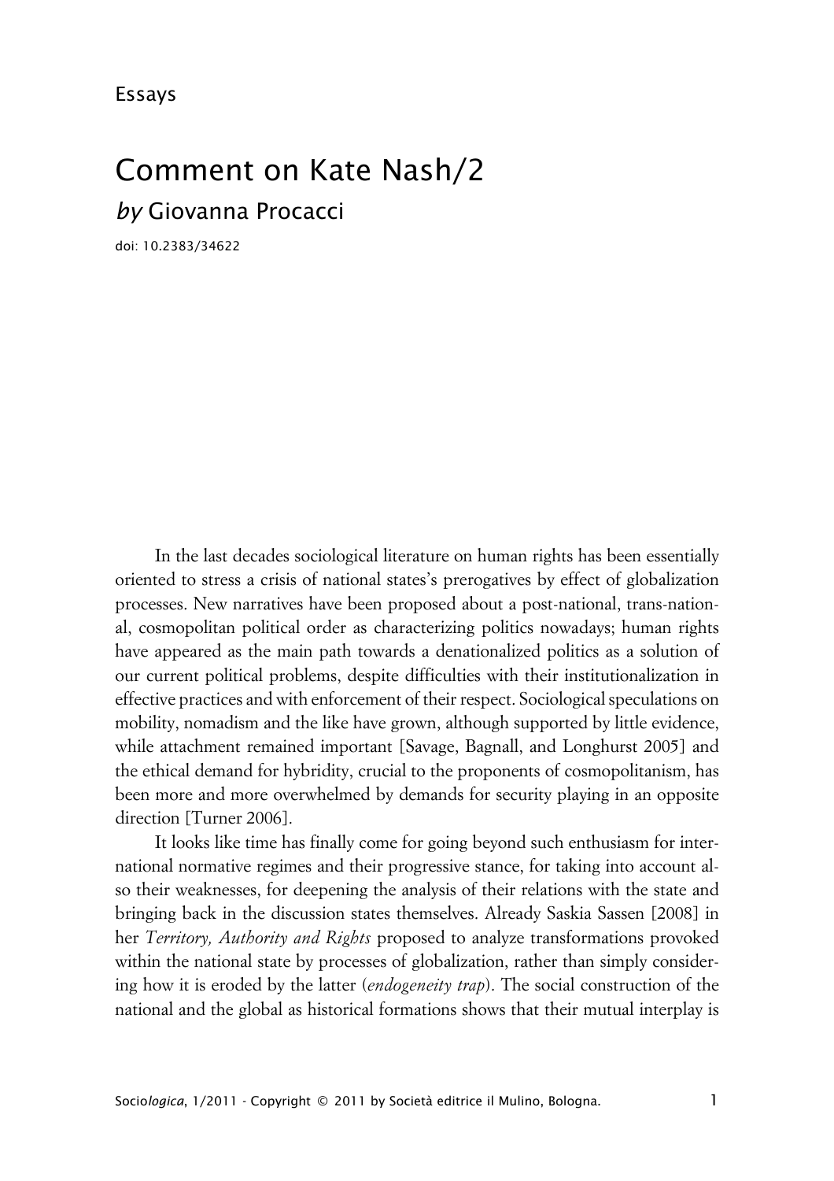Essays

# Comment on Kate Nash/2

## *by* Giovanna Procacci

doi: 10.2383/34622

In the last decades sociological literature on human rights has been essentially oriented to stress a crisis of national states's prerogatives by effect of globalization processes. New narratives have been proposed about a post-national, trans-national, cosmopolitan political order as characterizing politics nowadays; human rights have appeared as the main path towards a denationalized politics as a solution of our current political problems, despite difficulties with their institutionalization in effective practices and with enforcement of their respect. Sociological speculations on mobility, nomadism and the like have grown, although supported by little evidence, while attachment remained important [Savage, Bagnall, and Longhurst 2005] and the ethical demand for hybridity, crucial to the proponents of cosmopolitanism, has been more and more overwhelmed by demands for security playing in an opposite direction [Turner 2006].

It looks like time has finally come for going beyond such enthusiasm for international normative regimes and their progressive stance, for taking into account also their weaknesses, for deepening the analysis of their relations with the state and bringing back in the discussion states themselves. Already Saskia Sassen [2008] in her *Territory, Authority and Rights* proposed to analyze transformations provoked within the national state by processes of globalization, rather than simply considering how it is eroded by the latter (*endogeneity trap*). The social construction of the national and the global as historical formations shows that their mutual interplay is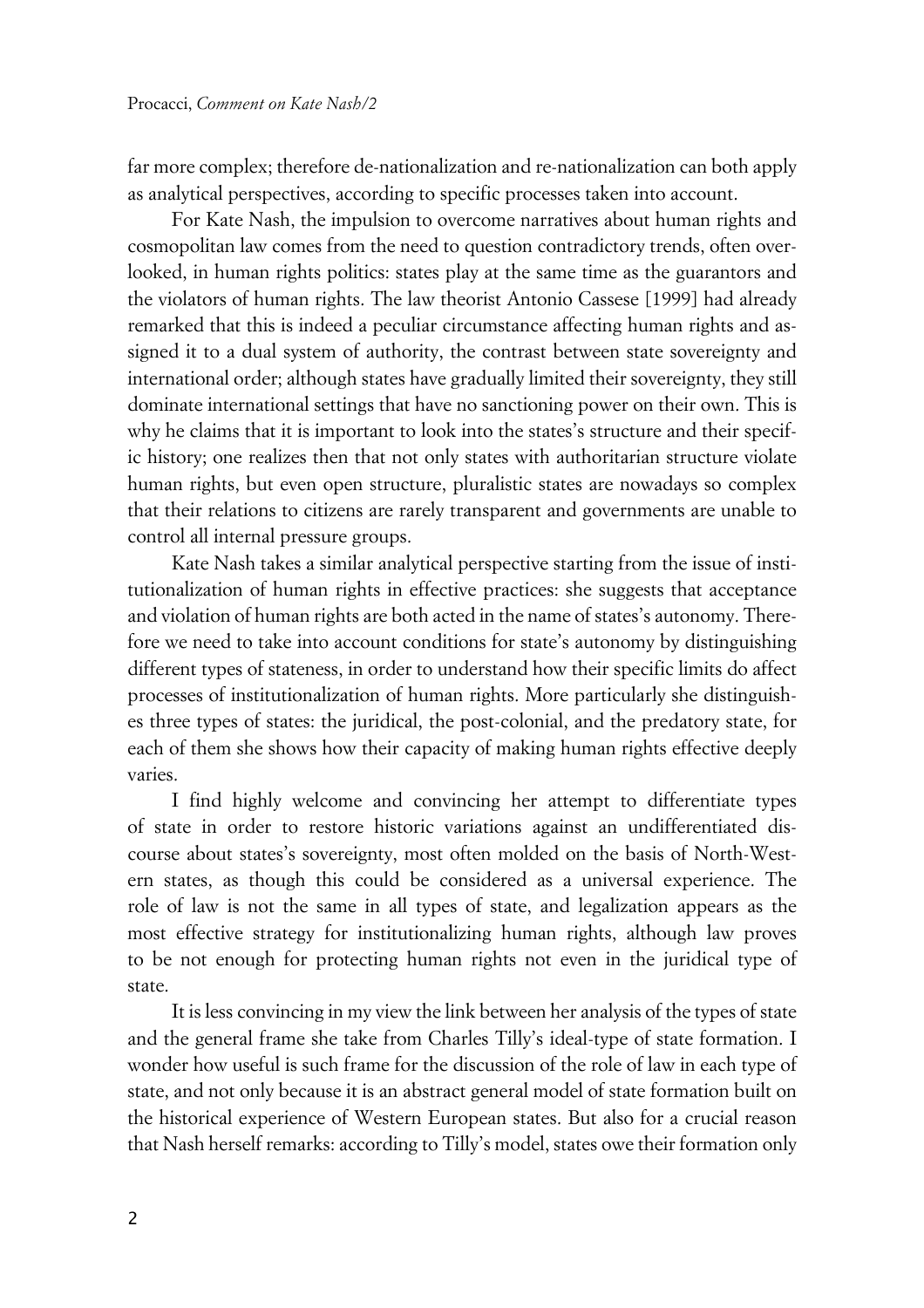far more complex; therefore de-nationalization and re-nationalization can both apply as analytical perspectives, according to specific processes taken into account.

For Kate Nash, the impulsion to overcome narratives about human rights and cosmopolitan law comes from the need to question contradictory trends, often overlooked, in human rights politics: states play at the same time as the guarantors and the violators of human rights. The law theorist Antonio Cassese [1999] had already remarked that this is indeed a peculiar circumstance affecting human rights and assigned it to a dual system of authority, the contrast between state sovereignty and international order; although states have gradually limited their sovereignty, they still dominate international settings that have no sanctioning power on their own. This is why he claims that it is important to look into the states's structure and their specific history; one realizes then that not only states with authoritarian structure violate human rights, but even open structure, pluralistic states are nowadays so complex that their relations to citizens are rarely transparent and governments are unable to control all internal pressure groups.

Kate Nash takes a similar analytical perspective starting from the issue of institutionalization of human rights in effective practices: she suggests that acceptance and violation of human rights are both acted in the name of states's autonomy. Therefore we need to take into account conditions for state's autonomy by distinguishing different types of stateness, in order to understand how their specific limits do affect processes of institutionalization of human rights. More particularly she distinguishes three types of states: the juridical, the post-colonial, and the predatory state, for each of them she shows how their capacity of making human rights effective deeply varies.

I find highly welcome and convincing her attempt to differentiate types of state in order to restore historic variations against an undifferentiated discourse about states's sovereignty, most often molded on the basis of North-Western states, as though this could be considered as a universal experience. The role of law is not the same in all types of state, and legalization appears as the most effective strategy for institutionalizing human rights, although law proves to be not enough for protecting human rights not even in the juridical type of state.

It is less convincing in my view the link between her analysis of the types of state and the general frame she take from Charles Tilly's ideal-type of state formation. I wonder how useful is such frame for the discussion of the role of law in each type of state, and not only because it is an abstract general model of state formation built on the historical experience of Western European states. But also for a crucial reason that Nash herself remarks: according to Tilly's model, states owe their formation only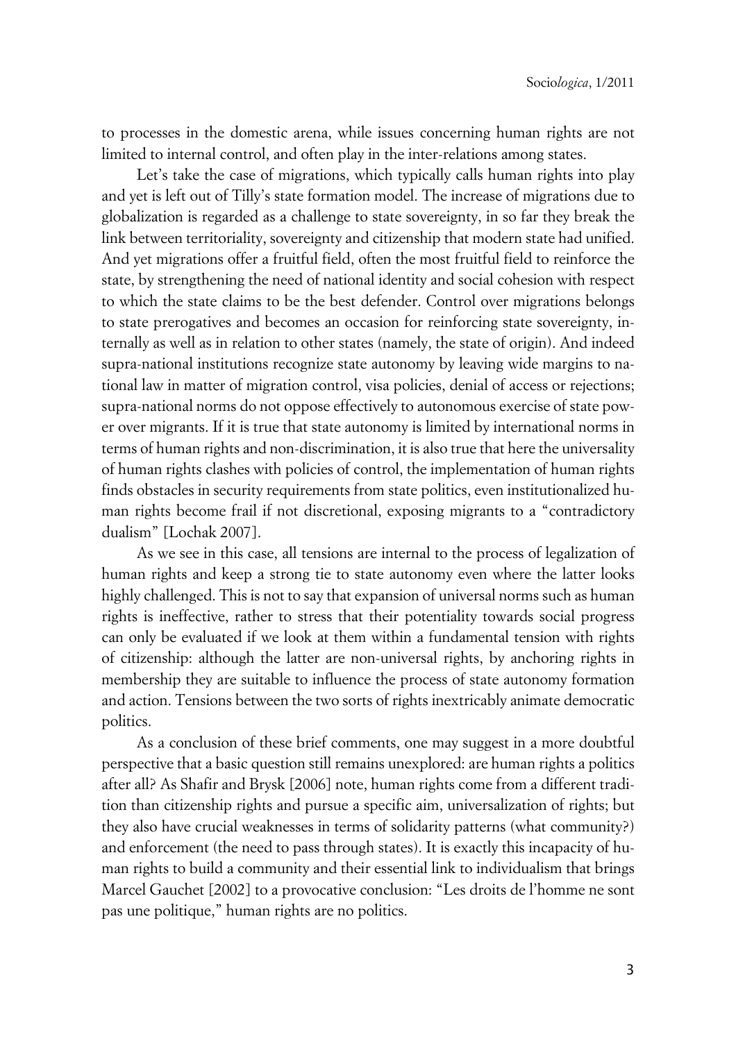to processes in the domestic arena, while issues concerning human rights are not limited to internal control, and often play in the inter-relations among states.

Let's take the case of migrations, which typically calls human rights into play and yet is left out of Tilly's state formation model. The increase of migrations due to globalization is regarded as a challenge to state sovereignty, in so far they break the link between territoriality, sovereignty and citizenship that modern state had unified. And yet migrations offer a fruitful field, often the most fruitful field to reinforce the state, by strengthening the need of national identity and social cohesion with respect to which the state claims to be the best defender. Control over migrations belongs to state prerogatives and becomes an occasion for reinforcing state sovereignty, internally as well as in relation to other states (namely, the state of origin). And indeed supra-national institutions recognize state autonomy by leaving wide margins to national law in matter of migration control, visa policies, denial of access or rejections; supra-national norms do not oppose effectively to autonomous exercise of state power over migrants. If it is true that state autonomy is limited by international norms in terms of human rights and non-discrimination, it is also true that here the universality of human rights clashes with policies of control, the implementation of human rights finds obstacles in security requirements from state politics, even institutionalized human rights become frail if not discretional, exposing migrants to a "contradictory dualism" [Lochak 2007].

As we see in this case, all tensions are internal to the process of legalization of human rights and keep a strong tie to state autonomy even where the latter looks highly challenged. This is not to say that expansion of universal norms such as human rights is ineffective, rather to stress that their potentiality towards social progress can only be evaluated if we look at them within a fundamental tension with rights of citizenship: although the latter are non-universal rights, by anchoring rights in membership they are suitable to influence the process of state autonomy formation and action. Tensions between the two sorts of rights inextricably animate democratic politics.

As a conclusion of these brief comments, one may suggest in a more doubtful perspective that a basic question still remains unexplored: are human rights a politics after all? As Shafir and Brysk [2006] note, human rights come from a different tradition than citizenship rights and pursue a specific aim, universalization of rights; but they also have crucial weaknesses in terms of solidarity patterns (what community?) and enforcement (the need to pass through states). It is exactly this incapacity of human rights to build a community and their essential link to individualism that brings Marcel Gauchet [2002] to a provocative conclusion: "Les droits de l'homme ne sont pas une politique," human rights are no politics.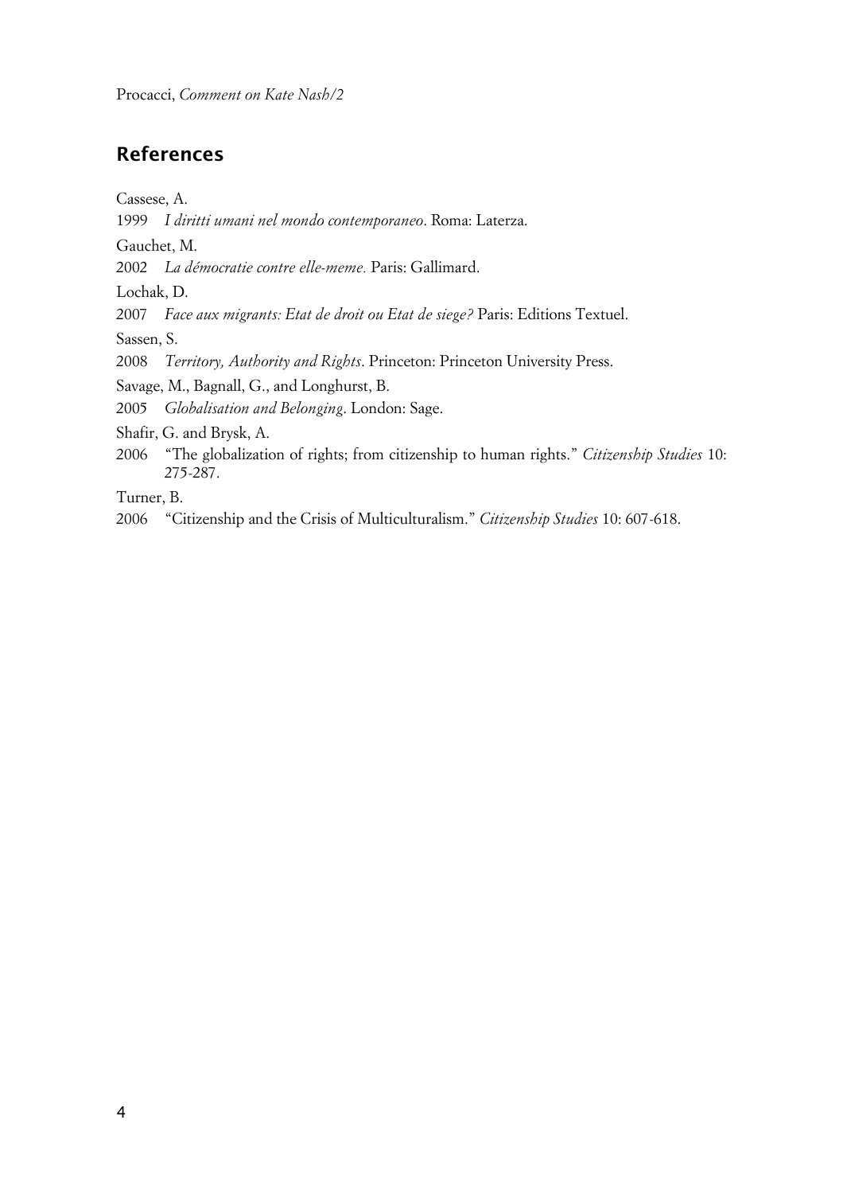## References

Cassese, A.

1999 *I diritti umani nel mondo contemporaneo*. Roma: Laterza.

Gauchet, M.

2002 *La démocratie contre elle-meme.* Paris: Gallimard.

Lochak, D.

2007 *Face aux migrants: Etat de droit ou Etat de siege?* Paris: Editions Textuel.

Sassen, S.

2008 *Territory, Authority and Rights*. Princeton: Princeton University Press.

Savage, M., Bagnall, G., and Longhurst, B.

2005 *Globalisation and Belonging*. London: Sage.

Shafir, G. and Brysk, A.

2006 "The globalization of rights; from citizenship to human rights." *Citizenship Studies* 10: 275-287.

Turner, B.

2006 "Citizenship and the Crisis of Multiculturalism." *Citizenship Studies* 10: 607-618.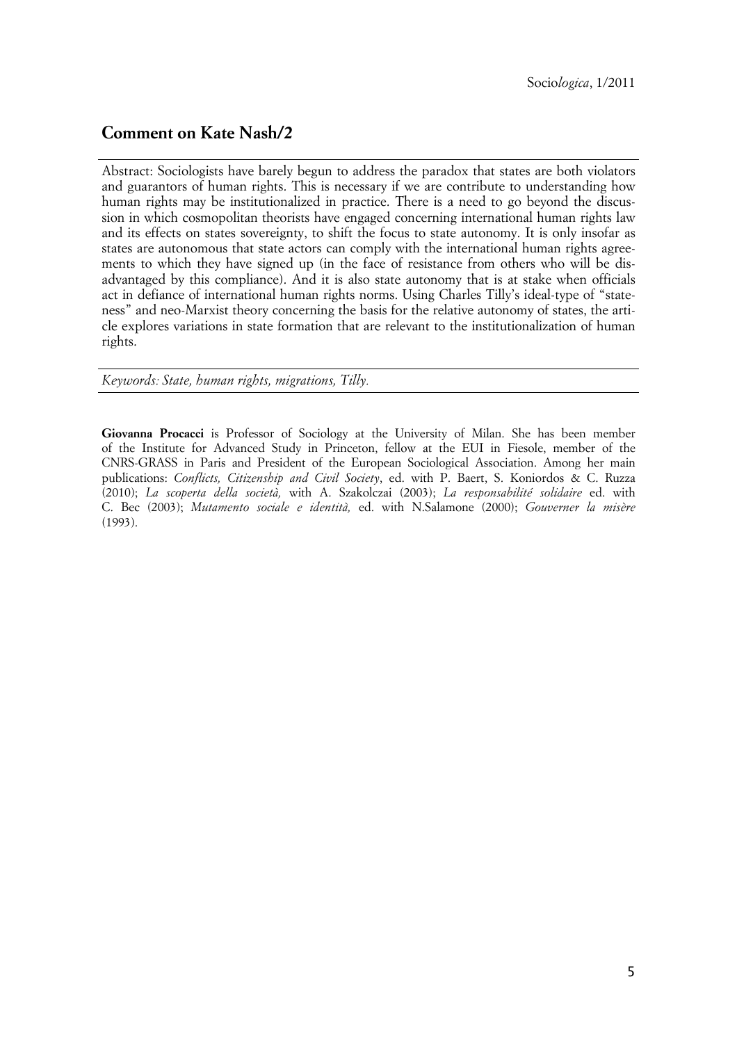## Comment on Kate Nash/2

Abstract: Sociologists have barely begun to address the paradox that states are both violators and guarantors of human rights. This is necessary if we are contribute to understanding how human rights may be institutionalized in practice. There is a need to go beyond the discussion in which cosmopolitan theorists have engaged concerning international human rights law and its effects on states sovereignty, to shift the focus to state autonomy. It is only insofar as states are autonomous that state actors can comply with the international human rights agreements to which they have signed up (in the face of resistance from others who will be disadvantaged by this compliance). And it is also state autonomy that is at stake when officials act in defiance of international human rights norms. Using Charles Tilly's ideal-type of "stateness" and neo-Marxist theory concerning the basis for the relative autonomy of states, the article explores variations in state formation that are relevant to the institutionalization of human rights.

*Keywords: State, human rights, migrations, Tilly.*

**Giovanna Procacci** is Professor of Sociology at the University of Milan. She has been member of the Institute for Advanced Study in Princeton, fellow at the EUI in Fiesole, member of the CNRS-GRASS in Paris and President of the European Sociological Association. Among her main publications: *Conflicts, Citizenship and Civil Society*, ed. with P. Baert, S. Koniordos & C. Ruzza (2010); *La scoperta della società,* with A. Szakolczai (2003); *La responsabilité solidaire* ed. with C. Bec (2003); *Mutamento sociale e identità,* ed. with N.Salamone (2000); *Gouverner la misère* (1993).